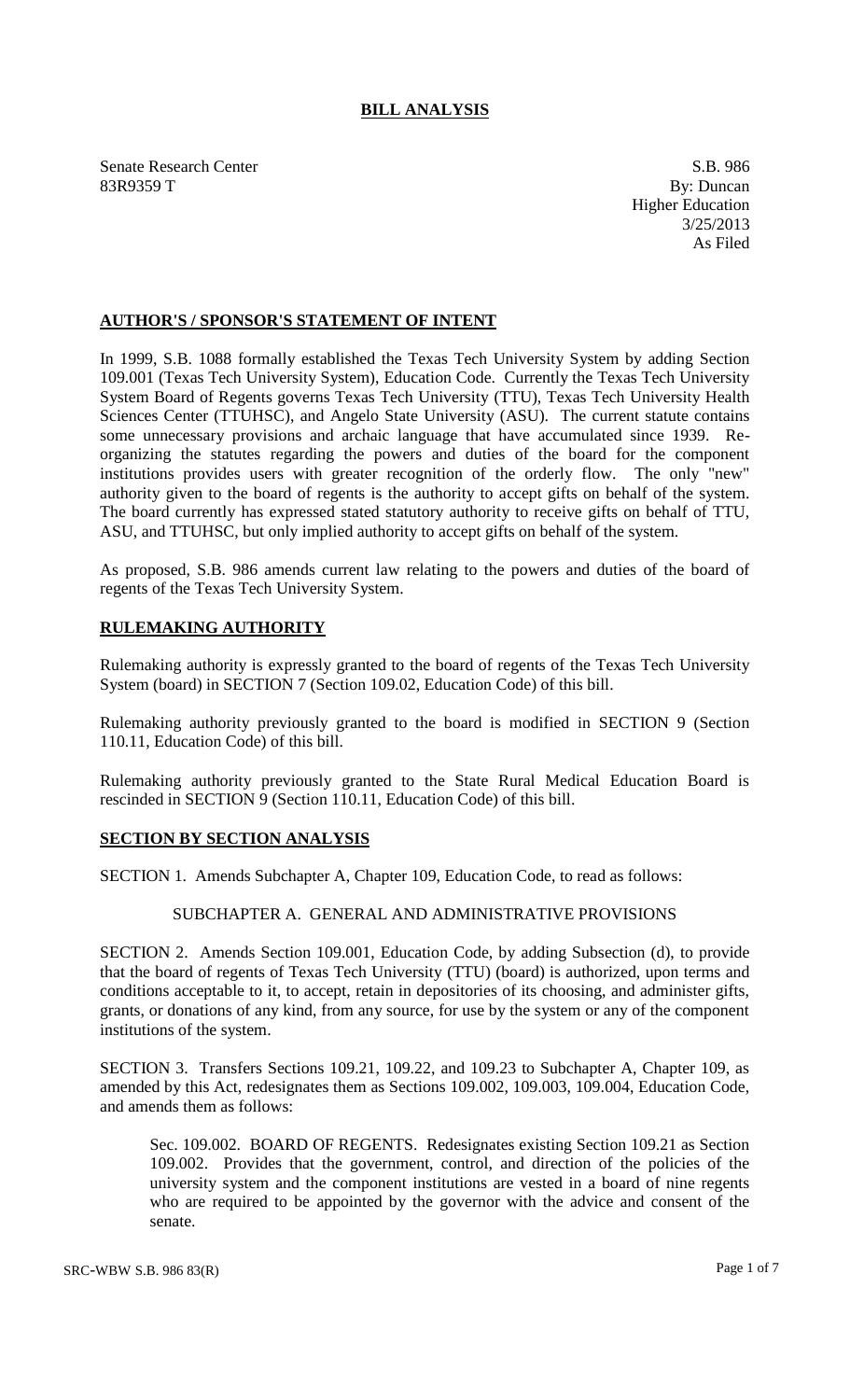# BILL ANALYSIS

Senate Research Center
83R9359 T

S.B. 986
By: Duncan
Higher Education
3/25/2013
As Filed

## AUTHOR'S / SPONSOR'S STATEMENT OF INTENT

In 1999, S.B. 1088 formally established the Texas Tech University System by adding Section 109.001 (Texas Tech University System), Education Code. Currently the Texas Tech University System Board of Regents governs Texas Tech University (TTU), Texas Tech University Health Sciences Center (TTUHSC), and Angelo State University (ASU). The current statute contains some unnecessary provisions and archaic language that have accumulated since 1939. Re-organizing the statutes regarding the powers and duties of the board for the component institutions provides users with greater recognition of the orderly flow. The only "new" authority given to the board of regents is the authority to accept gifts on behalf of the system. The board currently has expressed stated statutory authority to receive gifts on behalf of TTU, ASU, and TTUHSC, but only implied authority to accept gifts on behalf of the system.

As proposed, S.B. 986 amends current law relating to the powers and duties of the board of regents of the Texas Tech University System.

## RULEMAKING AUTHORITY

Rulemaking authority is expressly granted to the board of regents of the Texas Tech University System (board) in SECTION 7 (Section 109.02, Education Code) of this bill.

Rulemaking authority previously granted to the board is modified in SECTION 9 (Section 110.11, Education Code) of this bill.

Rulemaking authority previously granted to the State Rural Medical Education Board is rescinded in SECTION 9 (Section 110.11, Education Code) of this bill.

## SECTION BY SECTION ANALYSIS

SECTION 1. Amends Subchapter A, Chapter 109, Education Code, to read as follows:

SUBCHAPTER A. GENERAL AND ADMINISTRATIVE PROVISIONS

SECTION 2. Amends Section 109.001, Education Code, by adding Subsection (d), to provide that the board of regents of Texas Tech University (TTU) (board) is authorized, upon terms and conditions acceptable to it, to accept, retain in depositories of its choosing, and administer gifts, grants, or donations of any kind, from any source, for use by the system or any of the component institutions of the system.

SECTION 3. Transfers Sections 109.21, 109.22, and 109.23 to Subchapter A, Chapter 109, as amended by this Act, redesignates them as Sections 109.002, 109.003, 109.004, Education Code, and amends them as follows:

Sec. 109.002. BOARD OF REGENTS. Redesignates existing Section 109.21 as Section 109.002. Provides that the government, control, and direction of the policies of the university system and the component institutions are vested in a board of nine regents who are required to be appointed by the governor with the advice and consent of the senate.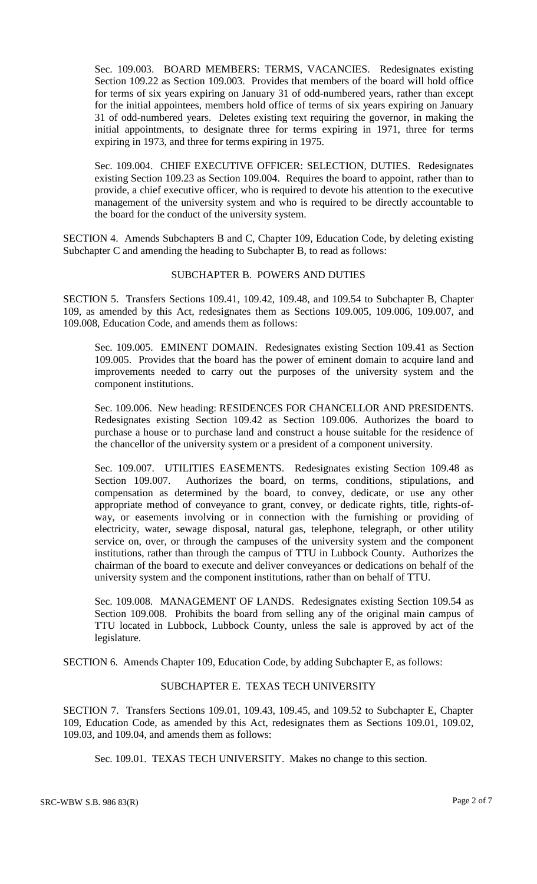Sec. 109.003. BOARD MEMBERS: TERMS, VACANCIES. Redesignates existing Section 109.22 as Section 109.003. Provides that members of the board will hold office for terms of six years expiring on January 31 of odd-numbered years, rather than except for the initial appointees, members hold office of terms of six years expiring on January 31 of odd-numbered years. Deletes existing text requiring the governor, in making the initial appointments, to designate three for terms expiring in 1971, three for terms expiring in 1973, and three for terms expiring in 1975.

Sec. 109.004. CHIEF EXECUTIVE OFFICER: SELECTION, DUTIES. Redesignates existing Section 109.23 as Section 109.004. Requires the board to appoint, rather than to provide, a chief executive officer, who is required to devote his attention to the executive management of the university system and who is required to be directly accountable to the board for the conduct of the university system.

SECTION 4. Amends Subchapters B and C, Chapter 109, Education Code, by deleting existing Subchapter C and amending the heading to Subchapter B, to read as follows:

SUBCHAPTER B. POWERS AND DUTIES

SECTION 5. Transfers Sections 109.41, 109.42, 109.48, and 109.54 to Subchapter B, Chapter 109, as amended by this Act, redesignates them as Sections 109.005, 109.006, 109.007, and 109.008, Education Code, and amends them as follows:

Sec. 109.005. EMINENT DOMAIN. Redesignates existing Section 109.41 as Section 109.005. Provides that the board has the power of eminent domain to acquire land and improvements needed to carry out the purposes of the university system and the component institutions.

Sec. 109.006. New heading: RESIDENCES FOR CHANCELLOR AND PRESIDENTS. Redesignates existing Section 109.42 as Section 109.006. Authorizes the board to purchase a house or to purchase land and construct a house suitable for the residence of the chancellor of the university system or a president of a component university.

Sec. 109.007. UTILITIES EASEMENTS. Redesignates existing Section 109.48 as Section 109.007. Authorizes the board, on terms, conditions, stipulations, and compensation as determined by the board, to convey, dedicate, or use any other appropriate method of conveyance to grant, convey, or dedicate rights, title, rights-of-way, or easements involving or in connection with the furnishing or providing of electricity, water, sewage disposal, natural gas, telephone, telegraph, or other utility service on, over, or through the campuses of the university system and the component institutions, rather than through the campus of TTU in Lubbock County. Authorizes the chairman of the board to execute and deliver conveyances or dedications on behalf of the university system and the component institutions, rather than on behalf of TTU.

Sec. 109.008. MANAGEMENT OF LANDS. Redesignates existing Section 109.54 as Section 109.008. Prohibits the board from selling any of the original main campus of TTU located in Lubbock, Lubbock County, unless the sale is approved by act of the legislature.

SECTION 6. Amends Chapter 109, Education Code, by adding Subchapter E, as follows:

SUBCHAPTER E. TEXAS TECH UNIVERSITY

SECTION 7. Transfers Sections 109.01, 109.43, 109.45, and 109.52 to Subchapter E, Chapter 109, Education Code, as amended by this Act, redesignates them as Sections 109.01, 109.02, 109.03, and 109.04, and amends them as follows:

Sec. 109.01. TEXAS TECH UNIVERSITY. Makes no change to this section.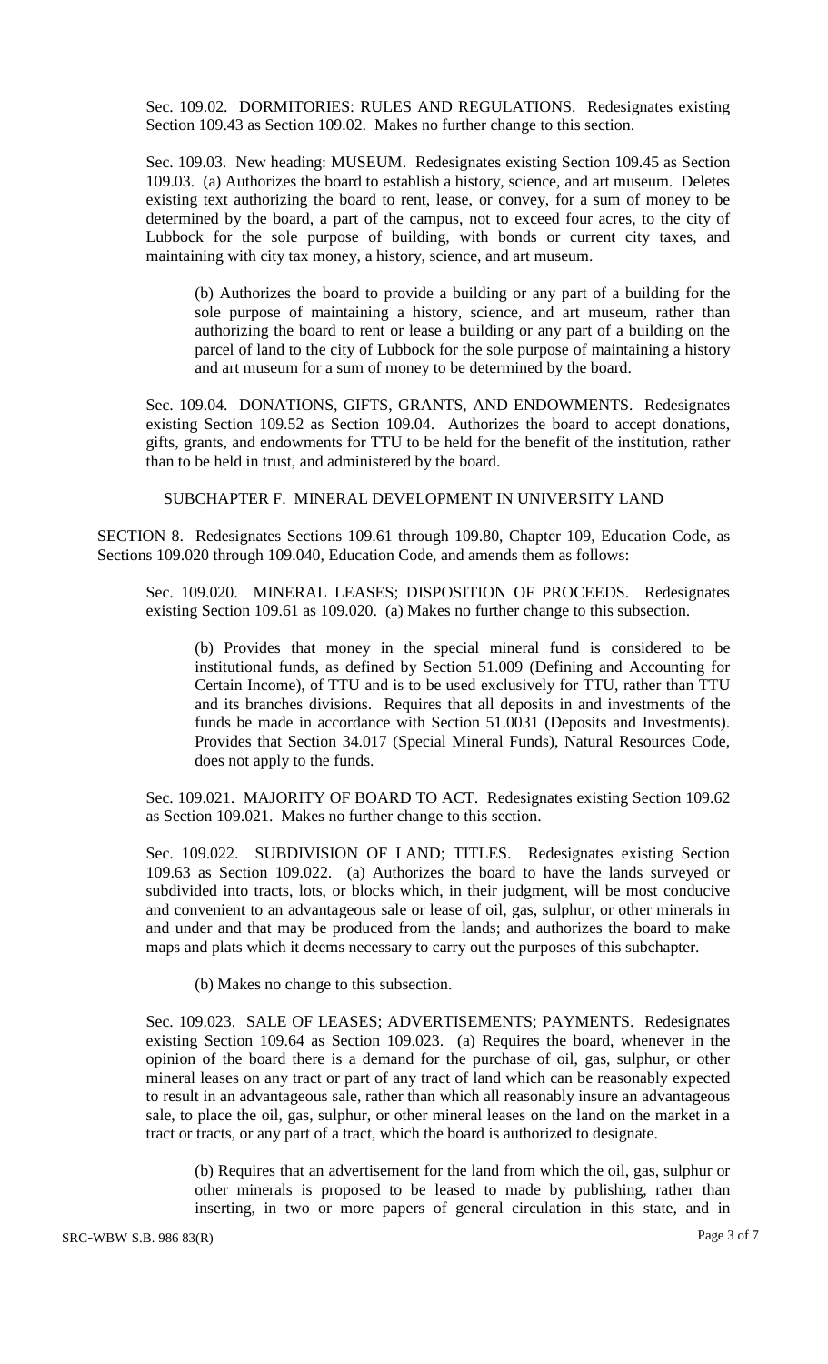Sec. 109.02. DORMITORIES: RULES AND REGULATIONS. Redesignates existing Section 109.43 as Section 109.02. Makes no further change to this section.

Sec. 109.03. New heading: MUSEUM. Redesignates existing Section 109.45 as Section 109.03. (a) Authorizes the board to establish a history, science, and art museum. Deletes existing text authorizing the board to rent, lease, or convey, for a sum of money to be determined by the board, a part of the campus, not to exceed four acres, to the city of Lubbock for the sole purpose of building, with bonds or current city taxes, and maintaining with city tax money, a history, science, and art museum.

(b) Authorizes the board to provide a building or any part of a building for the sole purpose of maintaining a history, science, and art museum, rather than authorizing the board to rent or lease a building or any part of a building on the parcel of land to the city of Lubbock for the sole purpose of maintaining a history and art museum for a sum of money to be determined by the board.

Sec. 109.04. DONATIONS, GIFTS, GRANTS, AND ENDOWMENTS. Redesignates existing Section 109.52 as Section 109.04. Authorizes the board to accept donations, gifts, grants, and endowments for TTU to be held for the benefit of the institution, rather than to be held in trust, and administered by the board.

SUBCHAPTER F. MINERAL DEVELOPMENT IN UNIVERSITY LAND

SECTION 8. Redesignates Sections 109.61 through 109.80, Chapter 109, Education Code, as Sections 109.020 through 109.040, Education Code, and amends them as follows:

Sec. 109.020. MINERAL LEASES; DISPOSITION OF PROCEEDS. Redesignates existing Section 109.61 as 109.020. (a) Makes no further change to this subsection.

(b) Provides that money in the special mineral fund is considered to be institutional funds, as defined by Section 51.009 (Defining and Accounting for Certain Income), of TTU and is to be used exclusively for TTU, rather than TTU and its branches divisions. Requires that all deposits in and investments of the funds be made in accordance with Section 51.0031 (Deposits and Investments). Provides that Section 34.017 (Special Mineral Funds), Natural Resources Code, does not apply to the funds.

Sec. 109.021. MAJORITY OF BOARD TO ACT. Redesignates existing Section 109.62 as Section 109.021. Makes no further change to this section.

Sec. 109.022. SUBDIVISION OF LAND; TITLES. Redesignates existing Section 109.63 as Section 109.022. (a) Authorizes the board to have the lands surveyed or subdivided into tracts, lots, or blocks which, in their judgment, will be most conducive and convenient to an advantageous sale or lease of oil, gas, sulphur, or other minerals in and under and that may be produced from the lands; and authorizes the board to make maps and plats which it deems necessary to carry out the purposes of this subchapter.

(b) Makes no change to this subsection.

Sec. 109.023. SALE OF LEASES; ADVERTISEMENTS; PAYMENTS. Redesignates existing Section 109.64 as Section 109.023. (a) Requires the board, whenever in the opinion of the board there is a demand for the purchase of oil, gas, sulphur, or other mineral leases on any tract or part of any tract of land which can be reasonably expected to result in an advantageous sale, rather than which all reasonably insure an advantageous sale, to place the oil, gas, sulphur, or other mineral leases on the land on the market in a tract or tracts, or any part of a tract, which the board is authorized to designate.

(b) Requires that an advertisement for the land from which the oil, gas, sulphur or other minerals is proposed to be leased to made by publishing, rather than inserting, in two or more papers of general circulation in this state, and in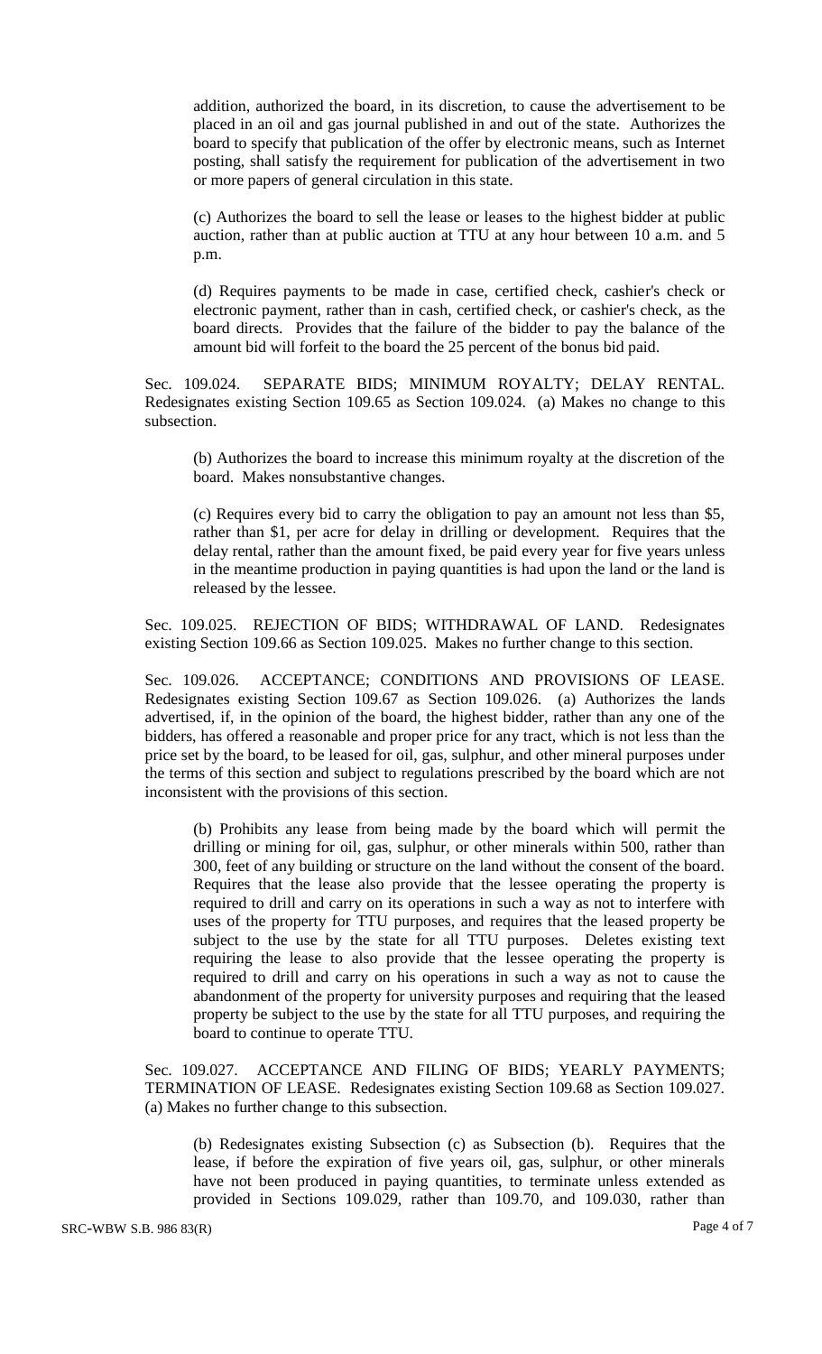addition, authorized the board, in its discretion, to cause the advertisement to be placed in an oil and gas journal published in and out of the state. Authorizes the board to specify that publication of the offer by electronic means, such as Internet posting, shall satisfy the requirement for publication of the advertisement in two or more papers of general circulation in this state.

(c) Authorizes the board to sell the lease or leases to the highest bidder at public auction, rather than at public auction at TTU at any hour between 10 a.m. and 5 p.m.

(d) Requires payments to be made in case, certified check, cashier's check or electronic payment, rather than in cash, certified check, or cashier's check, as the board directs. Provides that the failure of the bidder to pay the balance of the amount bid will forfeit to the board the 25 percent of the bonus bid paid.

Sec. 109.024. SEPARATE BIDS; MINIMUM ROYALTY; DELAY RENTAL. Redesignates existing Section 109.65 as Section 109.024. (a) Makes no change to this subsection.

(b) Authorizes the board to increase this minimum royalty at the discretion of the board. Makes nonsubstantive changes.

(c) Requires every bid to carry the obligation to pay an amount not less than $5, rather than $1, per acre for delay in drilling or development. Requires that the delay rental, rather than the amount fixed, be paid every year for five years unless in the meantime production in paying quantities is had upon the land or the land is released by the lessee.

Sec. 109.025. REJECTION OF BIDS; WITHDRAWAL OF LAND. Redesignates existing Section 109.66 as Section 109.025. Makes no further change to this section.

Sec. 109.026. ACCEPTANCE; CONDITIONS AND PROVISIONS OF LEASE. Redesignates existing Section 109.67 as Section 109.026. (a) Authorizes the lands advertised, if, in the opinion of the board, the highest bidder, rather than any one of the bidders, has offered a reasonable and proper price for any tract, which is not less than the price set by the board, to be leased for oil, gas, sulphur, and other mineral purposes under the terms of this section and subject to regulations prescribed by the board which are not inconsistent with the provisions of this section.

(b) Prohibits any lease from being made by the board which will permit the drilling or mining for oil, gas, sulphur, or other minerals within 500, rather than 300, feet of any building or structure on the land without the consent of the board. Requires that the lease also provide that the lessee operating the property is required to drill and carry on its operations in such a way as not to interfere with uses of the property for TTU purposes, and requires that the leased property be subject to the use by the state for all TTU purposes. Deletes existing text requiring the lease to also provide that the lessee operating the property is required to drill and carry on his operations in such a way as not to cause the abandonment of the property for university purposes and requiring that the leased property be subject to the use by the state for all TTU purposes, and requiring the board to continue to operate TTU.

Sec. 109.027. ACCEPTANCE AND FILING OF BIDS; YEARLY PAYMENTS; TERMINATION OF LEASE. Redesignates existing Section 109.68 as Section 109.027. (a) Makes no further change to this subsection.

(b) Redesignates existing Subsection (c) as Subsection (b). Requires that the lease, if before the expiration of five years oil, gas, sulphur, or other minerals have not been produced in paying quantities, to terminate unless extended as provided in Sections 109.029, rather than 109.70, and 109.030, rather than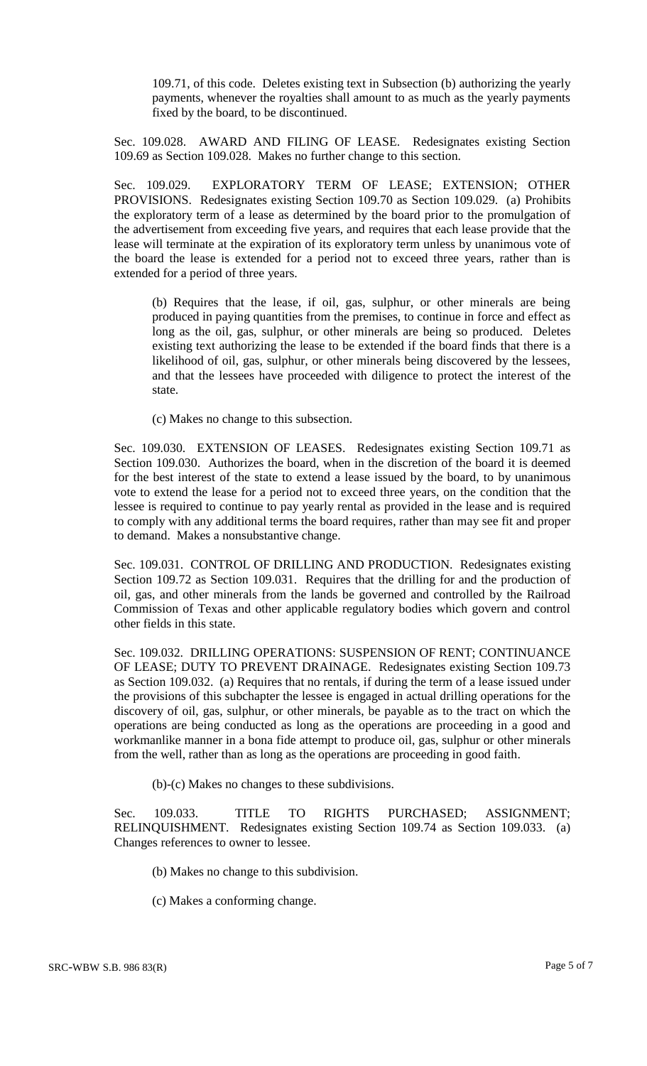109.71, of this code. Deletes existing text in Subsection (b) authorizing the yearly payments, whenever the royalties shall amount to as much as the yearly payments fixed by the board, to be discontinued.

Sec. 109.028. AWARD AND FILING OF LEASE. Redesignates existing Section 109.69 as Section 109.028. Makes no further change to this section.

Sec. 109.029. EXPLORATORY TERM OF LEASE; EXTENSION; OTHER PROVISIONS. Redesignates existing Section 109.70 as Section 109.029. (a) Prohibits the exploratory term of a lease as determined by the board prior to the promulgation of the advertisement from exceeding five years, and requires that each lease provide that the lease will terminate at the expiration of its exploratory term unless by unanimous vote of the board the lease is extended for a period not to exceed three years, rather than is extended for a period of three years.

(b) Requires that the lease, if oil, gas, sulphur, or other minerals are being produced in paying quantities from the premises, to continue in force and effect as long as the oil, gas, sulphur, or other minerals are being so produced. Deletes existing text authorizing the lease to be extended if the board finds that there is a likelihood of oil, gas, sulphur, or other minerals being discovered by the lessees, and that the lessees have proceeded with diligence to protect the interest of the state.

(c) Makes no change to this subsection.

Sec. 109.030. EXTENSION OF LEASES. Redesignates existing Section 109.71 as Section 109.030. Authorizes the board, when in the discretion of the board it is deemed for the best interest of the state to extend a lease issued by the board, to by unanimous vote to extend the lease for a period not to exceed three years, on the condition that the lessee is required to continue to pay yearly rental as provided in the lease and is required to comply with any additional terms the board requires, rather than may see fit and proper to demand. Makes a nonsubstantive change.

Sec. 109.031. CONTROL OF DRILLING AND PRODUCTION. Redesignates existing Section 109.72 as Section 109.031. Requires that the drilling for and the production of oil, gas, and other minerals from the lands be governed and controlled by the Railroad Commission of Texas and other applicable regulatory bodies which govern and control other fields in this state.

Sec. 109.032. DRILLING OPERATIONS: SUSPENSION OF RENT; CONTINUANCE OF LEASE; DUTY TO PREVENT DRAINAGE. Redesignates existing Section 109.73 as Section 109.032. (a) Requires that no rentals, if during the term of a lease issued under the provisions of this subchapter the lessee is engaged in actual drilling operations for the discovery of oil, gas, sulphur, or other minerals, be payable as to the tract on which the operations are being conducted as long as the operations are proceeding in a good and workmanlike manner in a bona fide attempt to produce oil, gas, sulphur or other minerals from the well, rather than as long as the operations are proceeding in good faith.

(b)-(c) Makes no changes to these subdivisions.

Sec. 109.033. TITLE TO RIGHTS PURCHASED; ASSIGNMENT; RELINQUISHMENT. Redesignates existing Section 109.74 as Section 109.033. (a) Changes references to owner to lessee.

(b) Makes no change to this subdivision.

(c) Makes a conforming change.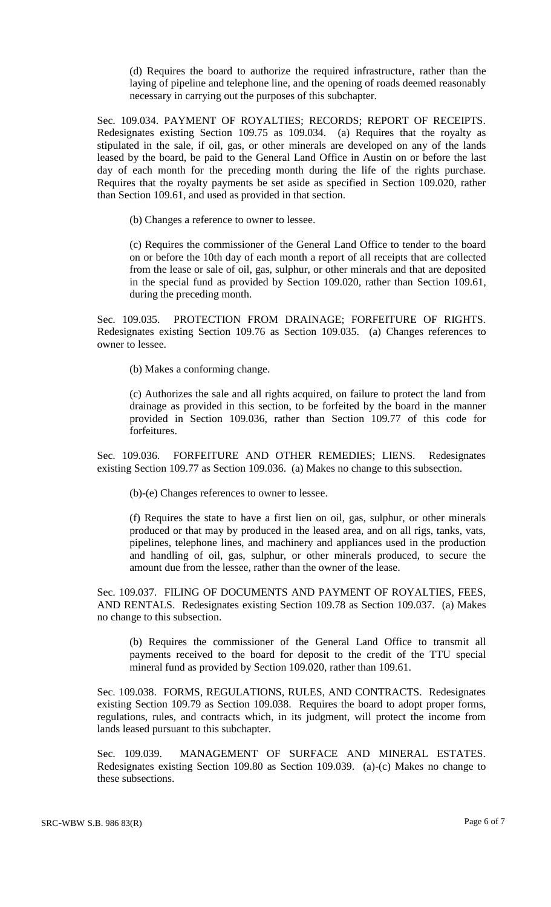(d) Requires the board to authorize the required infrastructure, rather than the laying of pipeline and telephone line, and the opening of roads deemed reasonably necessary in carrying out the purposes of this subchapter.

Sec. 109.034. PAYMENT OF ROYALTIES; RECORDS; REPORT OF RECEIPTS. Redesignates existing Section 109.75 as 109.034. (a) Requires that the royalty as stipulated in the sale, if oil, gas, or other minerals are developed on any of the lands leased by the board, be paid to the General Land Office in Austin on or before the last day of each month for the preceding month during the life of the rights purchase. Requires that the royalty payments be set aside as specified in Section 109.020, rather than Section 109.61, and used as provided in that section.

(b) Changes a reference to owner to lessee.

(c) Requires the commissioner of the General Land Office to tender to the board on or before the 10th day of each month a report of all receipts that are collected from the lease or sale of oil, gas, sulphur, or other minerals and that are deposited in the special fund as provided by Section 109.020, rather than Section 109.61, during the preceding month.

Sec. 109.035. PROTECTION FROM DRAINAGE; FORFEITURE OF RIGHTS. Redesignates existing Section 109.76 as Section 109.035. (a) Changes references to owner to lessee.

(b) Makes a conforming change.

(c) Authorizes the sale and all rights acquired, on failure to protect the land from drainage as provided in this section, to be forfeited by the board in the manner provided in Section 109.036, rather than Section 109.77 of this code for forfeitures.

Sec. 109.036. FORFEITURE AND OTHER REMEDIES; LIENS. Redesignates existing Section 109.77 as Section 109.036. (a) Makes no change to this subsection.

(b)-(e) Changes references to owner to lessee.

(f) Requires the state to have a first lien on oil, gas, sulphur, or other minerals produced or that may by produced in the leased area, and on all rigs, tanks, vats, pipelines, telephone lines, and machinery and appliances used in the production and handling of oil, gas, sulphur, or other minerals produced, to secure the amount due from the lessee, rather than the owner of the lease.

Sec. 109.037. FILING OF DOCUMENTS AND PAYMENT OF ROYALTIES, FEES, AND RENTALS. Redesignates existing Section 109.78 as Section 109.037. (a) Makes no change to this subsection.

(b) Requires the commissioner of the General Land Office to transmit all payments received to the board for deposit to the credit of the TTU special mineral fund as provided by Section 109.020, rather than 109.61.

Sec. 109.038. FORMS, REGULATIONS, RULES, AND CONTRACTS. Redesignates existing Section 109.79 as Section 109.038. Requires the board to adopt proper forms, regulations, rules, and contracts which, in its judgment, will protect the income from lands leased pursuant to this subchapter.

Sec. 109.039. MANAGEMENT OF SURFACE AND MINERAL ESTATES. Redesignates existing Section 109.80 as Section 109.039. (a)-(c) Makes no change to these subsections.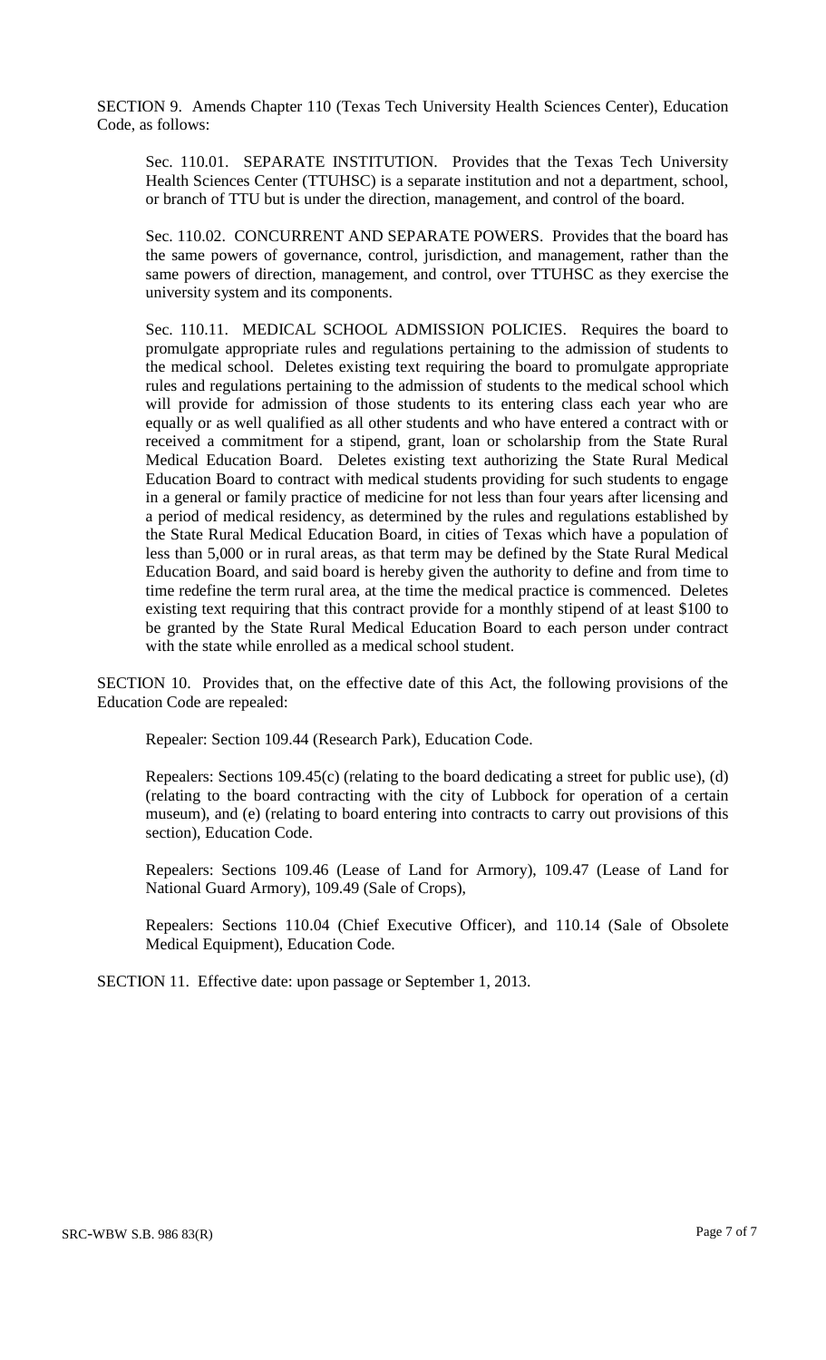SECTION 9. Amends Chapter 110 (Texas Tech University Health Sciences Center), Education Code, as follows:

Sec. 110.01. SEPARATE INSTITUTION. Provides that the Texas Tech University Health Sciences Center (TTUHSC) is a separate institution and not a department, school, or branch of TTU but is under the direction, management, and control of the board.

Sec. 110.02. CONCURRENT AND SEPARATE POWERS. Provides that the board has the same powers of governance, control, jurisdiction, and management, rather than the same powers of direction, management, and control, over TTUHSC as they exercise the university system and its components.

Sec. 110.11. MEDICAL SCHOOL ADMISSION POLICIES. Requires the board to promulgate appropriate rules and regulations pertaining to the admission of students to the medical school. Deletes existing text requiring the board to promulgate appropriate rules and regulations pertaining to the admission of students to the medical school which will provide for admission of those students to its entering class each year who are equally or as well qualified as all other students and who have entered a contract with or received a commitment for a stipend, grant, loan or scholarship from the State Rural Medical Education Board. Deletes existing text authorizing the State Rural Medical Education Board to contract with medical students providing for such students to engage in a general or family practice of medicine for not less than four years after licensing and a period of medical residency, as determined by the rules and regulations established by the State Rural Medical Education Board, in cities of Texas which have a population of less than 5,000 or in rural areas, as that term may be defined by the State Rural Medical Education Board, and said board is hereby given the authority to define and from time to time redefine the term rural area, at the time the medical practice is commenced. Deletes existing text requiring that this contract provide for a monthly stipend of at least $100 to be granted by the State Rural Medical Education Board to each person under contract with the state while enrolled as a medical school student.

SECTION 10. Provides that, on the effective date of this Act, the following provisions of the Education Code are repealed:

Repealer: Section 109.44 (Research Park), Education Code.

Repealers: Sections 109.45(c) (relating to the board dedicating a street for public use), (d) (relating to the board contracting with the city of Lubbock for operation of a certain museum), and (e) (relating to board entering into contracts to carry out provisions of this section), Education Code.

Repealers: Sections 109.46 (Lease of Land for Armory), 109.47 (Lease of Land for National Guard Armory), 109.49 (Sale of Crops),

Repealers: Sections 110.04 (Chief Executive Officer), and 110.14 (Sale of Obsolete Medical Equipment), Education Code.

SECTION 11. Effective date: upon passage or September 1, 2013.